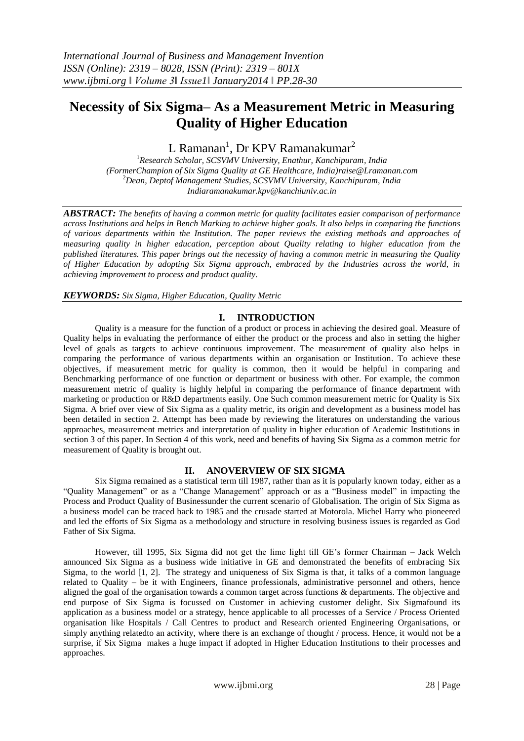# Necessity of Six Sigma– As a Measurement Metric in Measuring Quality of Higher Education

L Ramanan[1], Dr KPV Ramanakumar[2]

[1]*Research Scholar, SCSVMV University, Enathur, Kanchipuram, India (FormerChampion of Six Sigma Quality at GE Healthcare, India)raise@Lramanan.com*
[2]*Dean, Deptof Management Studies, SCSVMV University, Kanchipuram, India Indiaramanakumar.kpv@kanchiuniv.ac.in*

***ABSTRACT:*** *The benefits of having a common metric for quality facilitates easier comparison of performance across Institutions and helps in Bench Marking to achieve higher goals. It also helps in comparing the functions of various departments within the Institution. The paper reviews the existing methods and approaches of measuring quality in higher education, perception about Quality relating to higher education from the published literatures. This paper brings out the necessity of having a common metric in measuring the Quality of Higher Education by adopting Six Sigma approach, embraced by the Industries across the world, in achieving improvement to process and product quality.*

***KEYWORDS:*** *Six Sigma, Higher Education, Quality Metric*

## I. INTRODUCTION

Quality is a measure for the function of a product or process in achieving the desired goal. Measure of Quality helps in evaluating the performance of either the product or the process and also in setting the higher level of goals as targets to achieve continuous improvement. The measurement of quality also helps in comparing the performance of various departments within an organisation or Institution. To achieve these objectives, if measurement metric for quality is common, then it would be helpful in comparing and Benchmarking performance of one function or department or business with other. For example, the common measurement metric of quality is highly helpful in comparing the performance of finance department with marketing or production or R&D departments easily. One Such common measurement metric for Quality is Six Sigma. A brief over view of Six Sigma as a quality metric, its origin and development as a business model has been detailed in section 2. Attempt has been made by reviewing the literatures on understanding the various approaches, measurement metrics and interpretation of quality in higher education of Academic Institutions in section 3 of this paper. In Section 4 of this work, need and benefits of having Six Sigma as a common metric for measurement of Quality is brought out.

## II. ANOVERVIEW OF SIX SIGMA

Six Sigma remained as a statistical term till 1987, rather than as it is popularly known today, either as a "Quality Management" or as a "Change Management" approach or as a "Business model" in impacting the Process and Product Quality of Businessunder the current scenario of Globalisation. The origin of Six Sigma as a business model can be traced back to 1985 and the crusade started at Motorola. Michel Harry who pioneered and led the efforts of Six Sigma as a methodology and structure in resolving business issues is regarded as God Father of Six Sigma.

However, till 1995, Six Sigma did not get the lime light till GE's former Chairman – Jack Welch announced Six Sigma as a business wide initiative in GE and demonstrated the benefits of embracing Six Sigma, to the world [1, 2]. The strategy and uniqueness of Six Sigma is that, it talks of a common language related to Quality – be it with Engineers, finance professionals, administrative personnel and others, hence aligned the goal of the organisation towards a common target across functions & departments. The objective and end purpose of Six Sigma is focussed on Customer in achieving customer delight. Six Sigmafound its application as a business model or a strategy, hence applicable to all processes of a Service / Process Oriented organisation like Hospitals / Call Centres to product and Research oriented Engineering Organisations, or simply anything relatedto an activity, where there is an exchange of thought / process. Hence, it would not be a surprise, if Six Sigma makes a huge impact if adopted in Higher Education Institutions to their processes and approaches.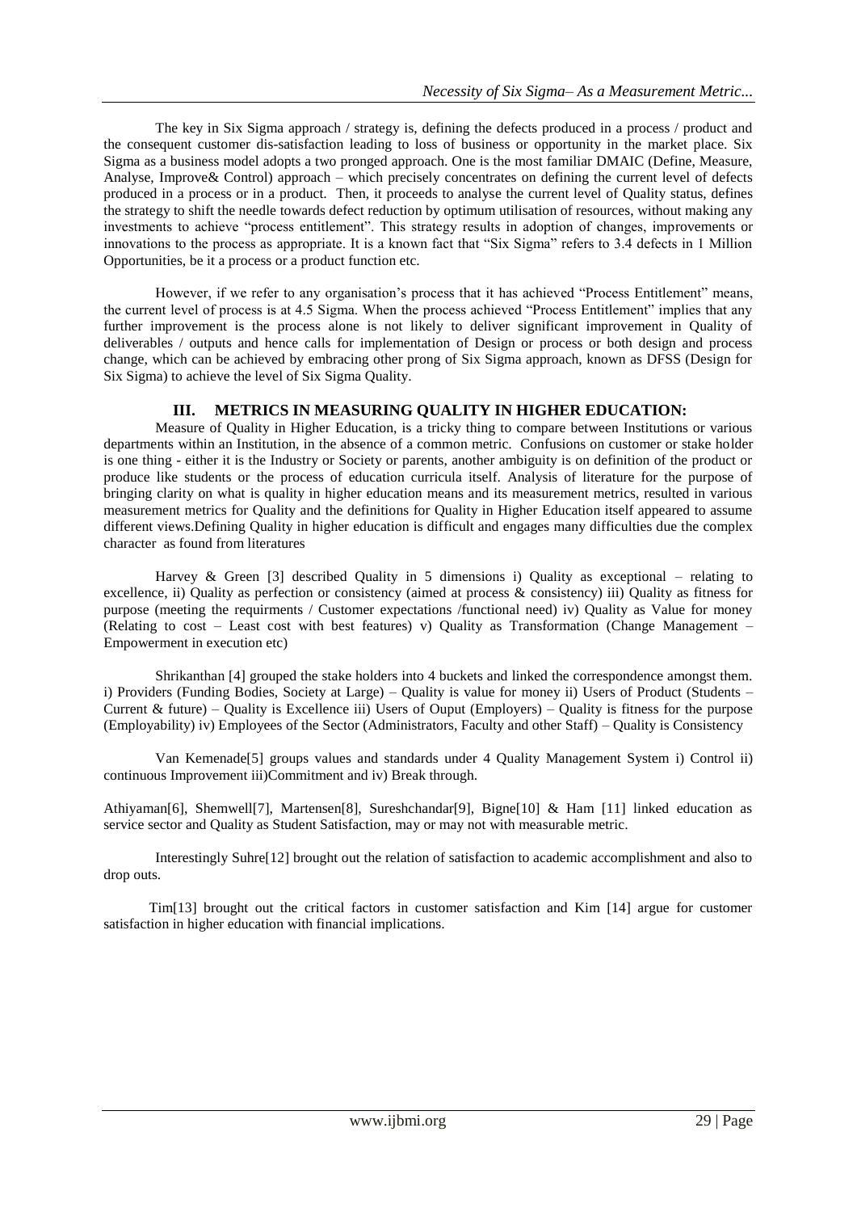The key in Six Sigma approach / strategy is, defining the defects produced in a process / product and the consequent customer dis-satisfaction leading to loss of business or opportunity in the market place. Six Sigma as a business model adopts a two pronged approach. One is the most familiar DMAIC (Define, Measure, Analyse, Improve& Control) approach – which precisely concentrates on defining the current level of defects produced in a process or in a product. Then, it proceeds to analyse the current level of Quality status, defines the strategy to shift the needle towards defect reduction by optimum utilisation of resources, without making any investments to achieve "process entitlement". This strategy results in adoption of changes, improvements or innovations to the process as appropriate. It is a known fact that "Six Sigma" refers to 3.4 defects in 1 Million Opportunities, be it a process or a product function etc.

However, if we refer to any organisation's process that it has achieved "Process Entitlement" means, the current level of process is at 4.5 Sigma. When the process achieved "Process Entitlement" implies that any further improvement is the process alone is not likely to deliver significant improvement in Quality of deliverables / outputs and hence calls for implementation of Design or process or both design and process change, which can be achieved by embracing other prong of Six Sigma approach, known as DFSS (Design for Six Sigma) to achieve the level of Six Sigma Quality.

## III. METRICS IN MEASURING QUALITY IN HIGHER EDUCATION:

Measure of Quality in Higher Education, is a tricky thing to compare between Institutions or various departments within an Institution, in the absence of a common metric. Confusions on customer or stake holder is one thing - either it is the Industry or Society or parents, another ambiguity is on definition of the product or produce like students or the process of education curricula itself. Analysis of literature for the purpose of bringing clarity on what is quality in higher education means and its measurement metrics, resulted in various measurement metrics for Quality and the definitions for Quality in Higher Education itself appeared to assume different views.Defining Quality in higher education is difficult and engages many difficulties due the complex character as found from literatures

Harvey & Green [3] described Quality in 5 dimensions i) Quality as exceptional – relating to excellence, ii) Quality as perfection or consistency (aimed at process & consistency) iii) Quality as fitness for purpose (meeting the requirments / Customer expectations /functional need) iv) Quality as Value for money (Relating to cost – Least cost with best features) v) Quality as Transformation (Change Management – Empowerment in execution etc)

Shrikanthan [4] grouped the stake holders into 4 buckets and linked the correspondence amongst them. i) Providers (Funding Bodies, Society at Large) – Quality is value for money ii) Users of Product (Students – Current & future) – Quality is Excellence iii) Users of Ouput (Employers) – Quality is fitness for the purpose (Employability) iv) Employees of the Sector (Administrators, Faculty and other Staff) – Quality is Consistency

Van Kemenade[5] groups values and standards under 4 Quality Management System i) Control ii) continuous Improvement iii)Commitment and iv) Break through.

Athiyaman[6], Shemwell[7], Martensen[8], Sureshchandar[9], Bigne[10] & Ham [11] linked education as service sector and Quality as Student Satisfaction, may or may not with measurable metric.

Interestingly Suhre[12] brought out the relation of satisfaction to academic accomplishment and also to drop outs.

Tim[13] brought out the critical factors in customer satisfaction and Kim [14] argue for customer satisfaction in higher education with financial implications.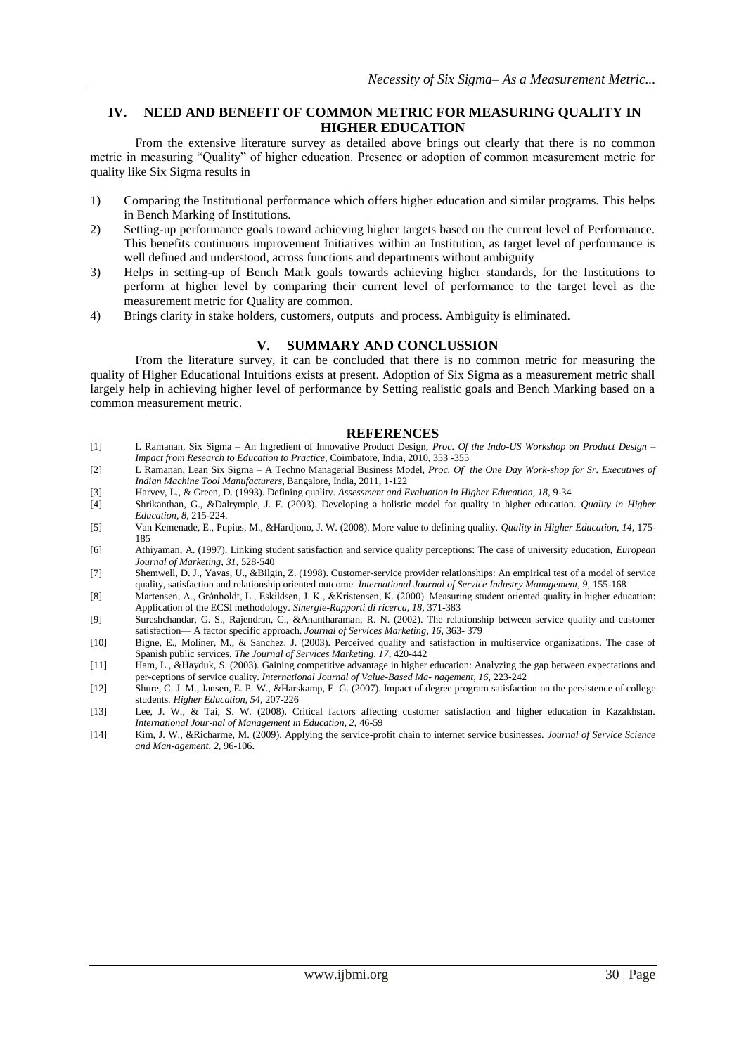## IV. NEED AND BENEFIT OF COMMON METRIC FOR MEASURING QUALITY IN HIGHER EDUCATION

From the extensive literature survey as detailed above brings out clearly that there is no common metric in measuring "Quality" of higher education. Presence or adoption of common measurement metric for quality like Six Sigma results in

1) Comparing the Institutional performance which offers higher education and similar programs. This helps in Bench Marking of Institutions.
2) Setting-up performance goals toward achieving higher targets based on the current level of Performance. This benefits continuous improvement Initiatives within an Institution, as target level of performance is well defined and understood, across functions and departments without ambiguity
3) Helps in setting-up of Bench Mark goals towards achieving higher standards, for the Institutions to perform at higher level by comparing their current level of performance to the target level as the measurement metric for Quality are common.
4) Brings clarity in stake holders, customers, outputs and process. Ambiguity is eliminated.

## V. SUMMARY AND CONCLUSSION

From the literature survey, it can be concluded that there is no common metric for measuring the quality of Higher Educational Intuitions exists at present. Adoption of Six Sigma as a measurement metric shall largely help in achieving higher level of performance by Setting realistic goals and Bench Marking based on a common measurement metric.

## REFERENCES

[1] L Ramanan, Six Sigma – An Ingredient of Innovative Product Design, *Proc. Of the Indo-US Workshop on Product Design – Impact from Research to Education to Practice*, Coimbatore, India, 2010, 353 -355

[2] L Ramanan, Lean Six Sigma – A Techno Managerial Business Model, *Proc. Of the One Day Work-shop for Sr. Executives of Indian Machine Tool Manufacturers*, Bangalore, India, 2011, 1-122

[3] Harvey, L., & Green, D. (1993). Defining quality. *Assessment and Evaluation in Higher Education, 18,* 9-34

[4] Shrikanthan, G., &Dalrymple, J. F. (2003). Developing a holistic model for quality in higher education. *Quality in Higher Education, 8,* 215-224.

[5] Van Kemenade, E., Pupius, M., &Hardjono, J. W. (2008). More value to defining quality. *Quality in Higher Education, 14,* 175-185

[6] Athiyaman, A. (1997). Linking student satisfaction and service quality perceptions: The case of university education, *European Journal of Marketing, 31,* 528-540

[7] Shemwell, D. J., Yavas, U., &Bilgin, Z. (1998). Customer-service provider relationships: An empirical test of a model of service quality, satisfaction and relationship oriented outcome. *International Journal of Service Industry Management, 9,* 155-168

[8] Martensen, A., Grǿnholdt, L., Eskildsen, J. K., &Kristensen, K. (2000). Measuring student oriented quality in higher education: Application of the ECSI methodology. *Sinergie-Rapporti di ricerca, 18,* 371-383

[9] Sureshchandar, G. S., Rajendran, C., &Anantharaman, R. N. (2002). The relationship between service quality and customer satisfaction— A factor specific approach. *Journal of Services Marketing, 16,* 363- 379

[10] Bigne, E., Moliner, M., & Sanchez. J. (2003). Perceived quality and satisfaction in multiservice organizations. The case of Spanish public services. *The Journal of Services Marketing, 17,* 420-442

[11] Ham, L., &Hayduk, S. (2003). Gaining competitive advantage in higher education: Analyzing the gap between expectations and per-ceptions of service quality. *International Journal of Value-Based Ma- nagement, 16,* 223-242

[12] Shure, C. J. M., Jansen, E. P. W., &Harskamp, E. G. (2007). Impact of degree program satisfaction on the persistence of college students. *Higher Education, 54,* 207-226

[13] Lee, J. W., & Tai, S. W. (2008). Critical factors affecting customer satisfaction and higher education in Kazakhstan. *International Jour-nal of Management in Education, 2,* 46-59

[14] Kim, J. W., &Richarme, M. (2009). Applying the service-profit chain to internet service businesses. *Journal of Service Science and Man-agement, 2,* 96-106.